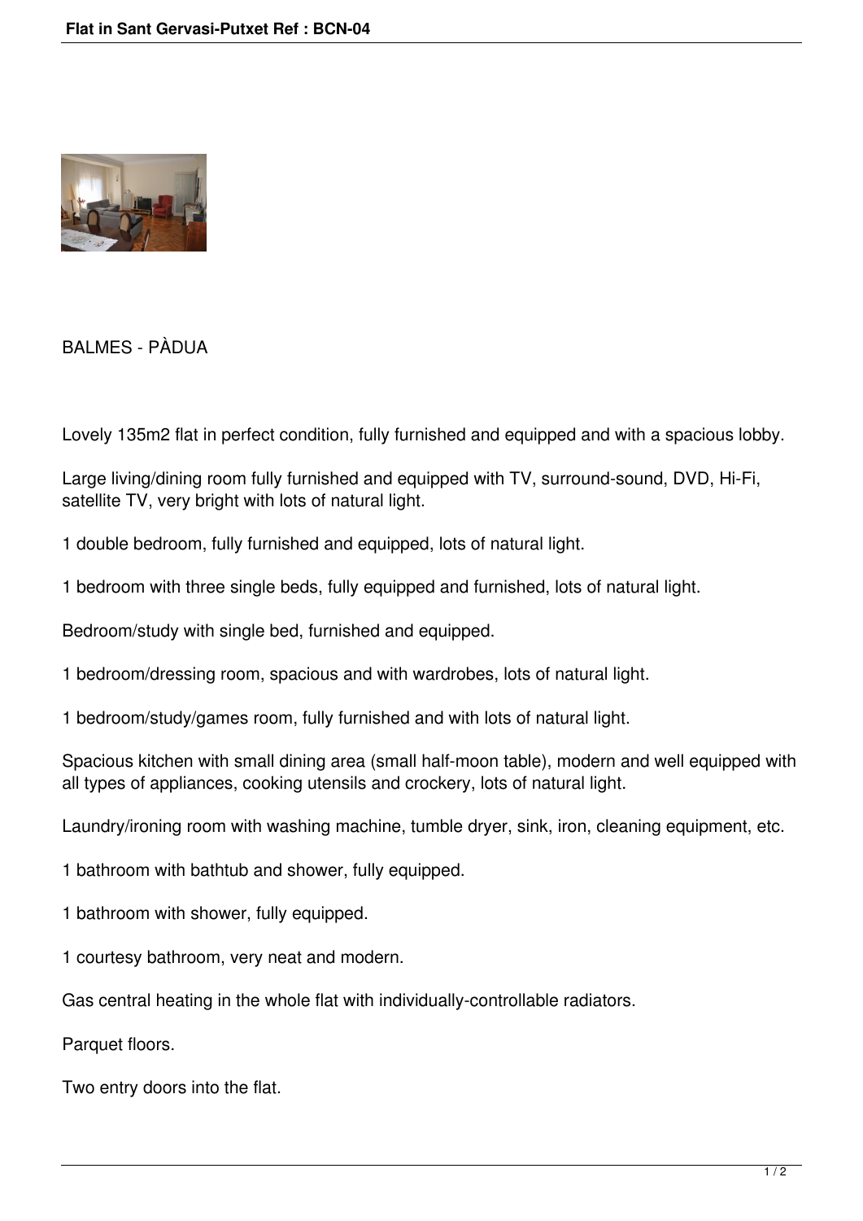BALMES - PÀDUA

Lovely 135m2 flat in perfect condition, fully furnished and equipped and with a spacious lobby.

Large living/dining room fully furnished and equipped with TV, surround-sound, DVD, Hi-Fi, satellite TV, very bright with lots of natural light.

1 double bedroom, fully furnished and equipped, lots of natural light.

1 bedroom with three single beds, fully equipped and furnished, lots of natural light.

Bedroom/study with single bed, furnished and equipped.

1 bedroom/dressing room, spacious and with wardrobes, lots of natural light.

1 bedroom/study/games room, fully furnished and with lots of natural light.

Spacious kitchen with small dining area (small half-moon table), modern and well equipped with all types of appliances, cooking utensils and crockery, lots of natural light.

Laundry/ironing room with washing machine, tumble dryer, sink, iron, cleaning equipment, etc.

1 bathroom with bathtub and shower, fully equipped.

1 bathroom with shower, fully equipped.

1 courtesy bathroom, very neat and modern.

Gas central heating in the whole flat with individually-controllable radiators.

Parquet floors.

Two entry doors into the flat.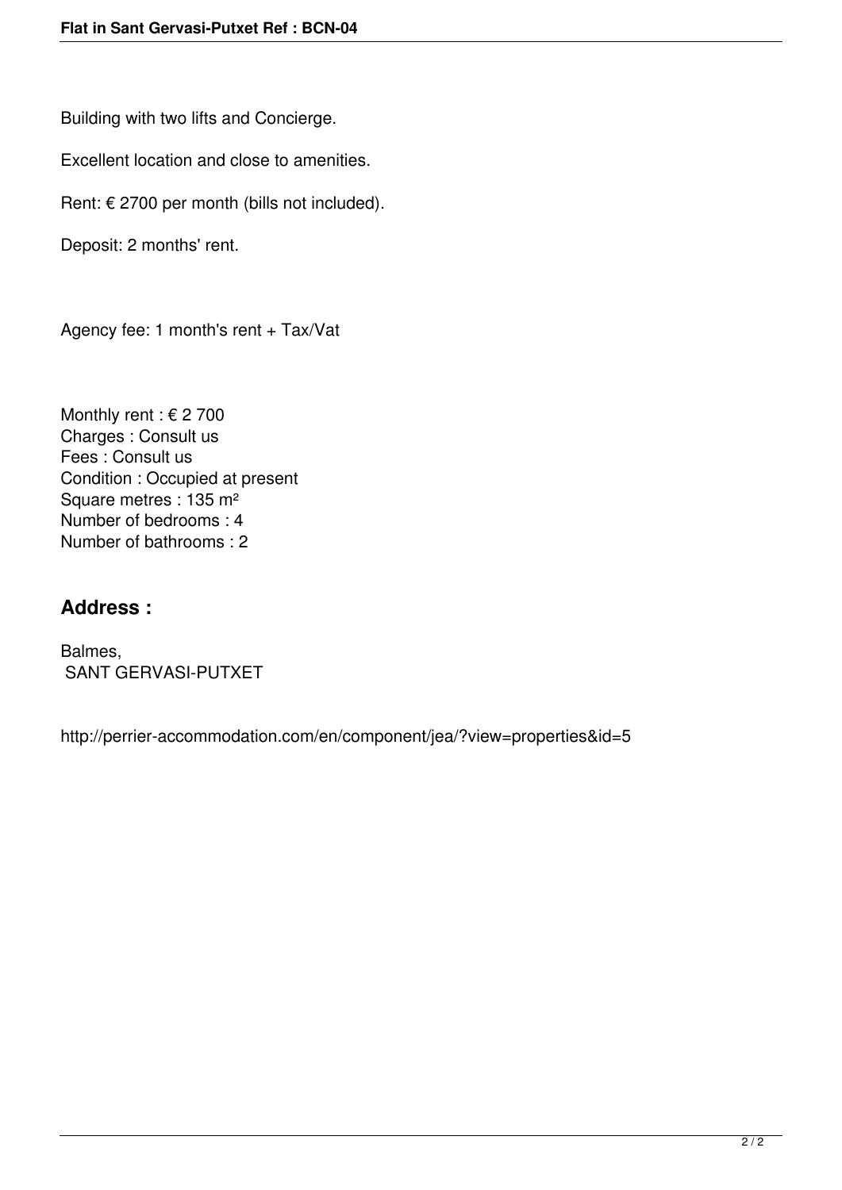Building with two lifts and Concierge.

Excellent location and close to amenities.

Rent: € 2700 per month (bills not included).

Deposit: 2 months' rent.

Agency fee: 1 month's rent + Tax/Vat

Monthly rent : € 2 700
Charges : Consult us
Fees : Consult us
Condition : Occupied at present
Square metres : 135 m²
Number of bedrooms : 4
Number of bathrooms : 2

## Address :

Balmes,
SANT GERVASI-PUTXET

http://perrier-accommodation.com/en/component/jea/?view=properties&id=5